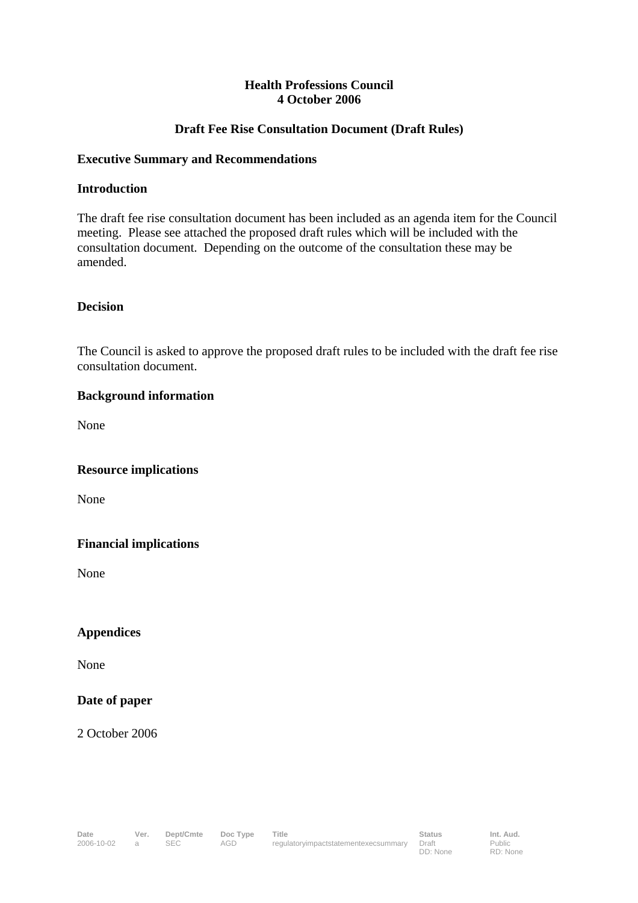**Health Professions Council**
**4 October 2006**

**Draft Fee Rise Consultation Document (Draft Rules)**

**Executive Summary and Recommendations**

**Introduction**

The draft fee rise consultation document has been included as an agenda item for the Council meeting. Please see attached the proposed draft rules which will be included with the consultation document. Depending on the outcome of the consultation these may be amended.

**Decision**

The Council is asked to approve the proposed draft rules to be included with the draft fee rise consultation document.

**Background information**

None

**Resource implications**

None

**Financial implications**

None

**Appendices**

None

**Date of paper**

2 October 2006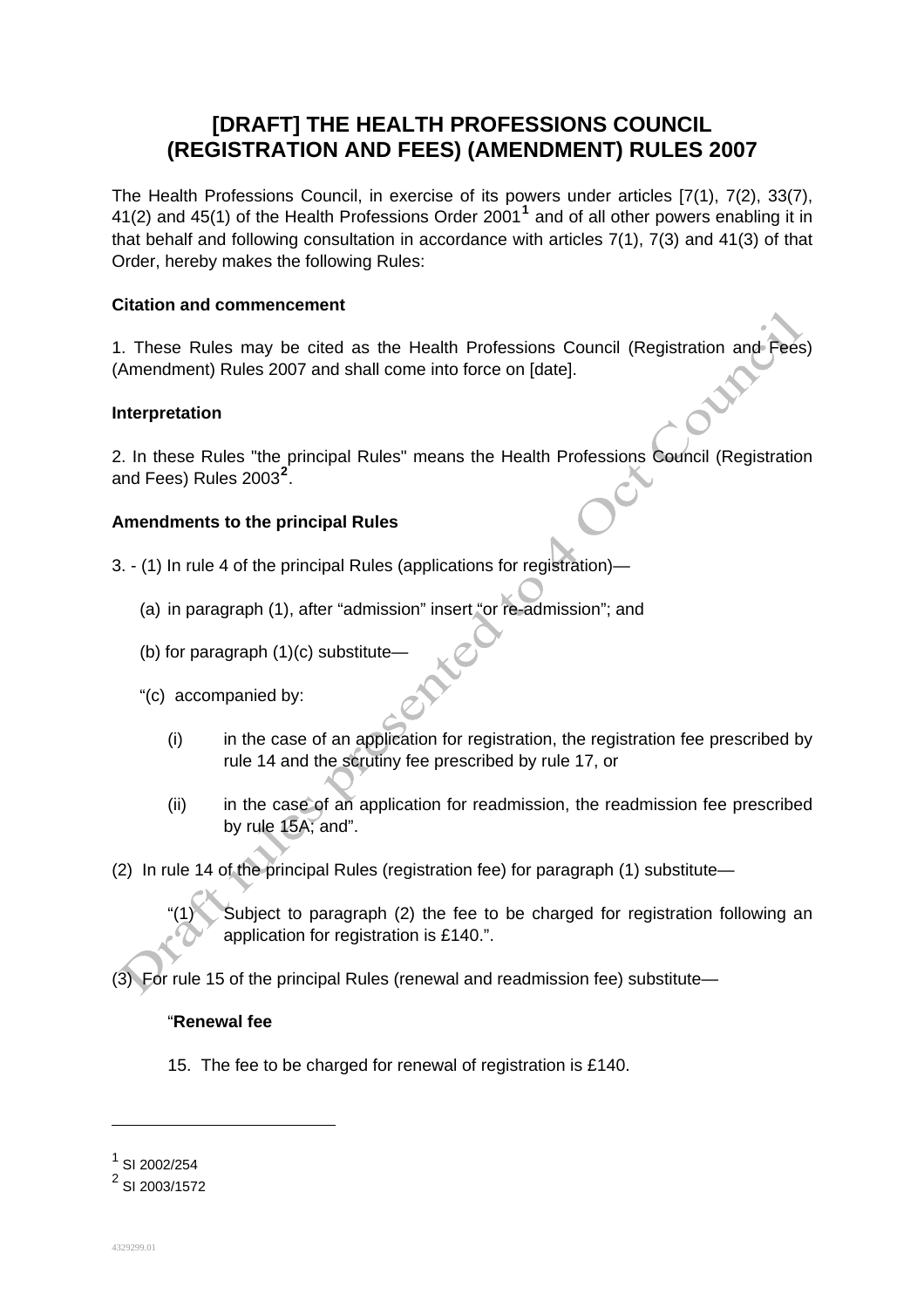# [DRAFT] THE HEALTH PROFESSIONS COUNCIL (REGISTRATION AND FEES) (AMENDMENT) RULES 2007

The Health Professions Council, in exercise of its powers under articles [7(1), 7(2), 33(7), 41(2) and 45(1) of the Health Professions Order 2001[1] and of all other powers enabling it in that behalf and following consultation in accordance with articles 7(1), 7(3) and 41(3) of that Order, hereby makes the following Rules:

**Citation and commencement**

1. These Rules may be cited as the Health Professions Council (Registration and Fees) (Amendment) Rules 2007 and shall come into force on [date].

**Interpretation**

2. In these Rules "the principal Rules" means the Health Professions Council (Registration and Fees) Rules 2003[2].

**Amendments to the principal Rules**

3. - (1) In rule 4 of the principal Rules (applications for registration)—

(a) in paragraph (1), after "admission" insert "or re-admission"; and

(b) for paragraph (1)(c) substitute—

"(c) accompanied by:

(i) in the case of an application for registration, the registration fee prescribed by rule 14 and the scrutiny fee prescribed by rule 17, or

(ii) in the case of an application for readmission, the readmission fee prescribed by rule 15A; and".

(2) In rule 14 of the principal Rules (registration fee) for paragraph (1) substitute—

"(1) Subject to paragraph (2) the fee to be charged for registration following an application for registration is £140.".

(3) For rule 15 of the principal Rules (renewal and readmission fee) substitute—

"**Renewal fee**

15. The fee to be charged for renewal of registration is £140.

---

[1] SI 2002/254

[2] SI 2003/1572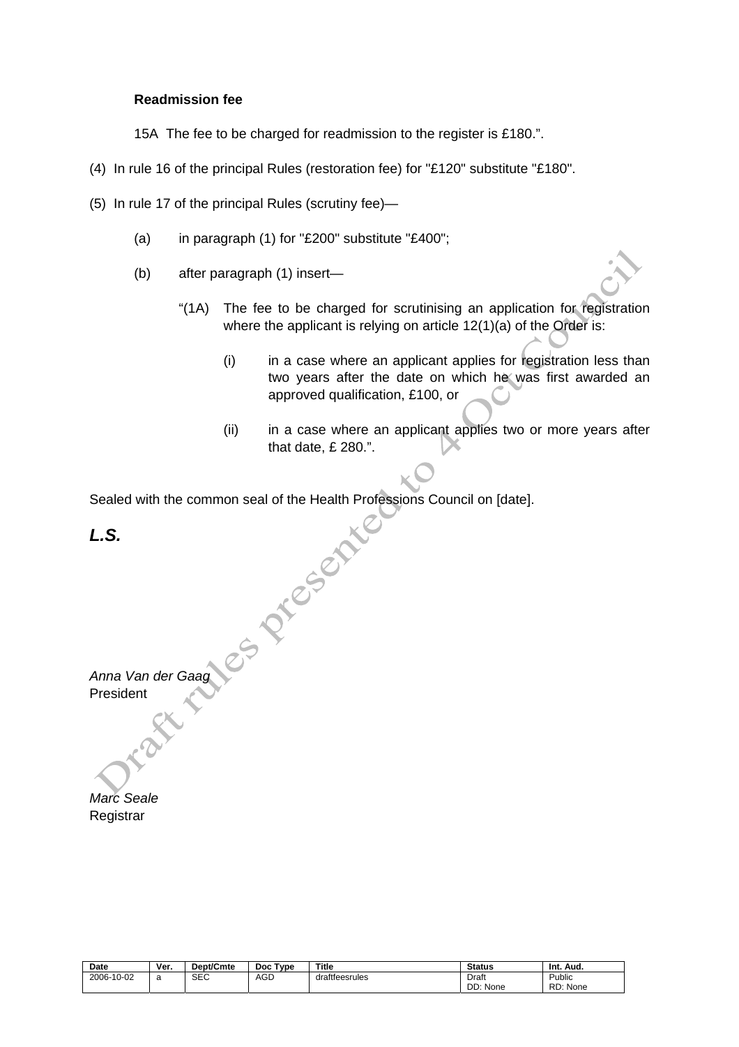**Readmission fee**

15A The fee to be charged for readmission to the register is £180.".

(4) In rule 16 of the principal Rules (restoration fee) for "£120" substitute "£180".

(5) In rule 17 of the principal Rules (scrutiny fee)—

(a) in paragraph (1) for "£200" substitute "£400";

(b) after paragraph (1) insert—

"(1A) The fee to be charged for scrutinising an application for registration where the applicant is relying on article 12(1)(a) of the Order is:

(i) in a case where an applicant applies for registration less than two years after the date on which he was first awarded an approved qualification, £100, or

(ii) in a case where an applicant applies two or more years after that date, £ 280.".

Sealed with the common seal of the Health Professions Council on [date].

***L.S.***

*Anna Van der Gaag*
President

*Marc Seale*
Registrar

Draft rules presented to 4 Oct Council

| Date | Ver. | Dept/Cmte | Doc Type | Title | Status | Int. Aud. |
|---|---|---|---|---|---|---|
| 2006-10-02 | a | SEC | AGD | draftfeesrules | Draft<br>DD: None | Public<br>RD: None |